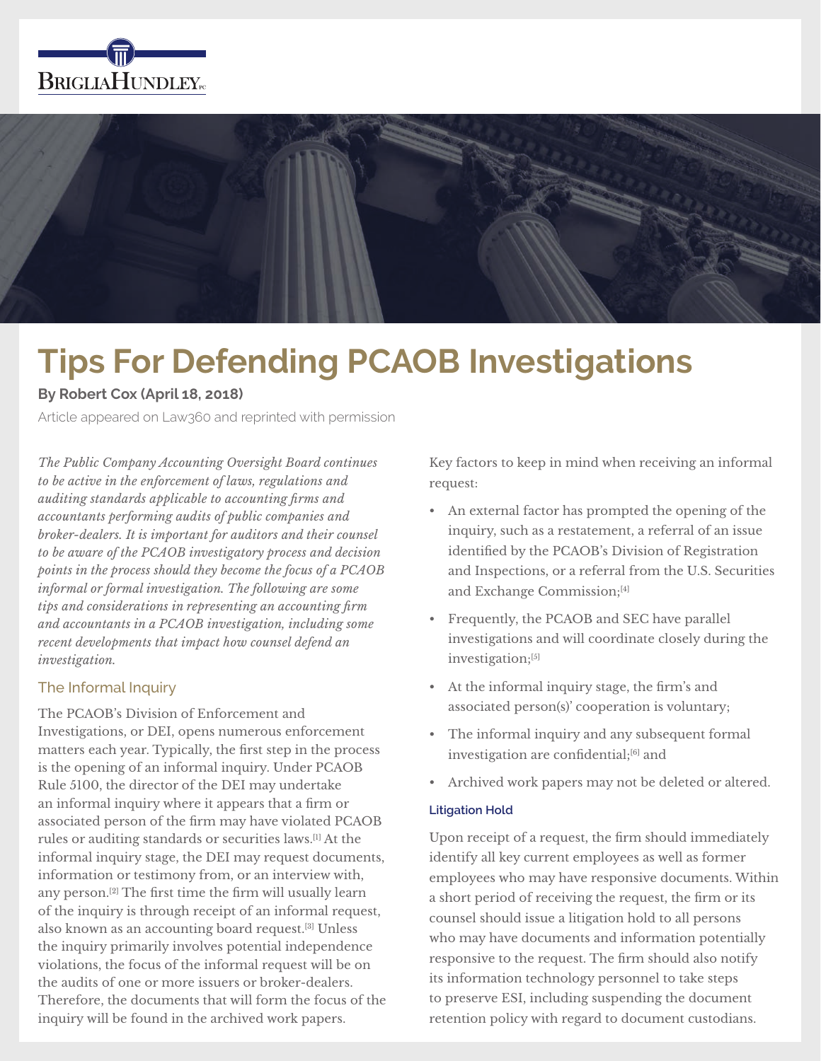# Tips For Defending PCAOB Investigations

**By Robert Cox (April 18, 2018)**

Article appeared on Law360 and reprinted with permission

*The Public Company Accounting Oversight Board continues to be active in the enforcement of laws, regulations and auditing standards applicable to accounting firms and accountants performing audits of public companies and broker-dealers. It is important for auditors and their counsel to be aware of the PCAOB investigatory process and decision points in the process should they become the focus of a PCAOB informal or formal investigation. The following are some tips and considerations in representing an accounting firm and accountants in a PCAOB investigation, including some recent developments that impact how counsel defend an investigation.*

## The Informal Inquiry

The PCAOB's Division of Enforcement and Investigations, or DEI, opens numerous enforcement matters each year. Typically, the first step in the process is the opening of an informal inquiry. Under PCAOB Rule 5100, the director of the DEI may undertake an informal inquiry where it appears that a firm or associated person of the firm may have violated PCAOB rules or auditing standards or securities laws.[1] At the informal inquiry stage, the DEI may request documents, information or testimony from, or an interview with, any person.[2] The first time the firm will usually learn of the inquiry is through receipt of an informal request, also known as an accounting board request.[3] Unless the inquiry primarily involves potential independence violations, the focus of the informal request will be on the audits of one or more issuers or broker-dealers. Therefore, the documents that will form the focus of the inquiry will be found in the archived work papers.

Key factors to keep in mind when receiving an informal request:

- An external factor has prompted the opening of the inquiry, such as a restatement, a referral of an issue identified by the PCAOB's Division of Registration and Inspections, or a referral from the U.S. Securities and Exchange Commission;[4]
- Frequently, the PCAOB and SEC have parallel investigations and will coordinate closely during the investigation;[5]
- At the informal inquiry stage, the firm's and associated person(s)' cooperation is voluntary;
- The informal inquiry and any subsequent formal investigation are confidential;[6] and
- Archived work papers may not be deleted or altered.

#### Litigation Hold

Upon receipt of a request, the firm should immediately identify all key current employees as well as former employees who may have responsive documents. Within a short period of receiving the request, the firm or its counsel should issue a litigation hold to all persons who may have documents and information potentially responsive to the request. The firm should also notify its information technology personnel to take steps to preserve ESI, including suspending the document retention policy with regard to document custodians.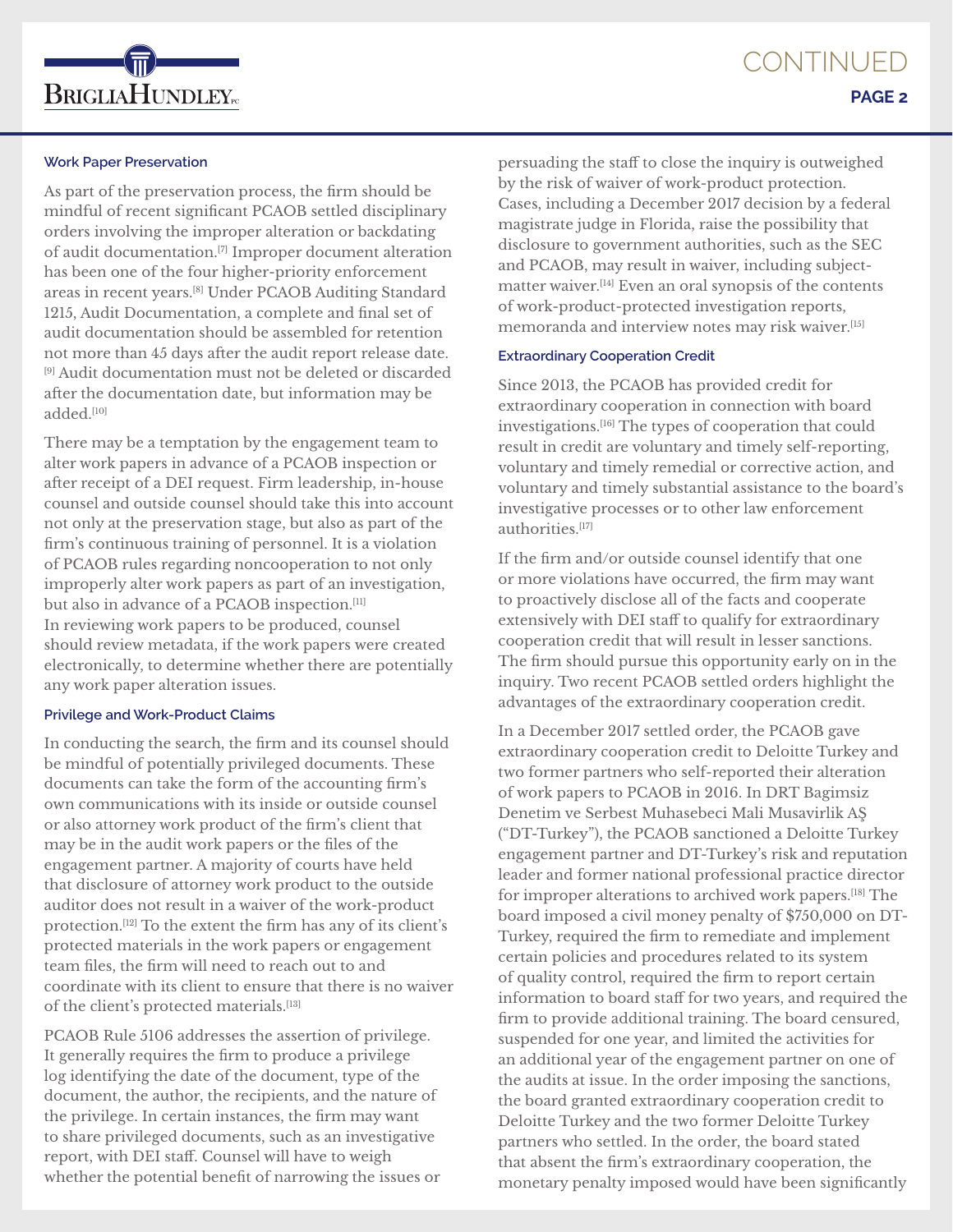### Work Paper Preservation

As part of the preservation process, the firm should be mindful of recent significant PCAOB settled disciplinary orders involving the improper alteration or backdating of audit documentation.[7] Improper document alteration has been one of the four higher-priority enforcement areas in recent years.[8] Under PCAOB Auditing Standard 1215, Audit Documentation, a complete and final set of audit documentation should be assembled for retention not more than 45 days after the audit report release date.[9] Audit documentation must not be deleted or discarded after the documentation date, but information may be added.[10]

There may be a temptation by the engagement team to alter work papers in advance of a PCAOB inspection or after receipt of a DEI request. Firm leadership, in-house counsel and outside counsel should take this into account not only at the preservation stage, but also as part of the firm's continuous training of personnel. It is a violation of PCAOB rules regarding noncooperation to not only improperly alter work papers as part of an investigation, but also in advance of a PCAOB inspection.[11] In reviewing work papers to be produced, counsel should review metadata, if the work papers were created electronically, to determine whether there are potentially any work paper alteration issues.

### Privilege and Work-Product Claims

In conducting the search, the firm and its counsel should be mindful of potentially privileged documents. These documents can take the form of the accounting firm's own communications with its inside or outside counsel or also attorney work product of the firm's client that may be in the audit work papers or the files of the engagement partner. A majority of courts have held that disclosure of attorney work product to the outside auditor does not result in a waiver of the work-product protection.[12] To the extent the firm has any of its client's protected materials in the work papers or engagement team files, the firm will need to reach out to and coordinate with its client to ensure that there is no waiver of the client's protected materials.[13]

PCAOB Rule 5106 addresses the assertion of privilege. It generally requires the firm to produce a privilege log identifying the date of the document, type of the document, the author, the recipients, and the nature of the privilege. In certain instances, the firm may want to share privileged documents, such as an investigative report, with DEI staff. Counsel will have to weigh whether the potential benefit of narrowing the issues or persuading the staff to close the inquiry is outweighed by the risk of waiver of work-product protection. Cases, including a December 2017 decision by a federal magistrate judge in Florida, raise the possibility that disclosure to government authorities, such as the SEC and PCAOB, may result in waiver, including subject-matter waiver.[14] Even an oral synopsis of the contents of work-product-protected investigation reports, memoranda and interview notes may risk waiver.[15]

### Extraordinary Cooperation Credit

Since 2013, the PCAOB has provided credit for extraordinary cooperation in connection with board investigations.[16] The types of cooperation that could result in credit are voluntary and timely self-reporting, voluntary and timely remedial or corrective action, and voluntary and timely substantial assistance to the board's investigative processes or to other law enforcement authorities.[17]

If the firm and/or outside counsel identify that one or more violations have occurred, the firm may want to proactively disclose all of the facts and cooperate extensively with DEI staff to qualify for extraordinary cooperation credit that will result in lesser sanctions. The firm should pursue this opportunity early on in the inquiry. Two recent PCAOB settled orders highlight the advantages of the extraordinary cooperation credit.

In a December 2017 settled order, the PCAOB gave extraordinary cooperation credit to Deloitte Turkey and two former partners who self-reported their alteration of work papers to PCAOB in 2016. In DRT Bagimsiz Denetim ve Serbest Muhasebeci Mali Musavirlik AŞ ("DT-Turkey"), the PCAOB sanctioned a Deloitte Turkey engagement partner and DT-Turkey's risk and reputation leader and former national professional practice director for improper alterations to archived work papers.[18] The board imposed a civil money penalty of $750,000 on DT-Turkey, required the firm to remediate and implement certain policies and procedures related to its system of quality control, required the firm to report certain information to board staff for two years, and required the firm to provide additional training. The board censured, suspended for one year, and limited the activities for an additional year of the engagement partner on one of the audits at issue. In the order imposing the sanctions, the board granted extraordinary cooperation credit to Deloitte Turkey and the two former Deloitte Turkey partners who settled. In the order, the board stated that absent the firm's extraordinary cooperation, the monetary penalty imposed would have been significantly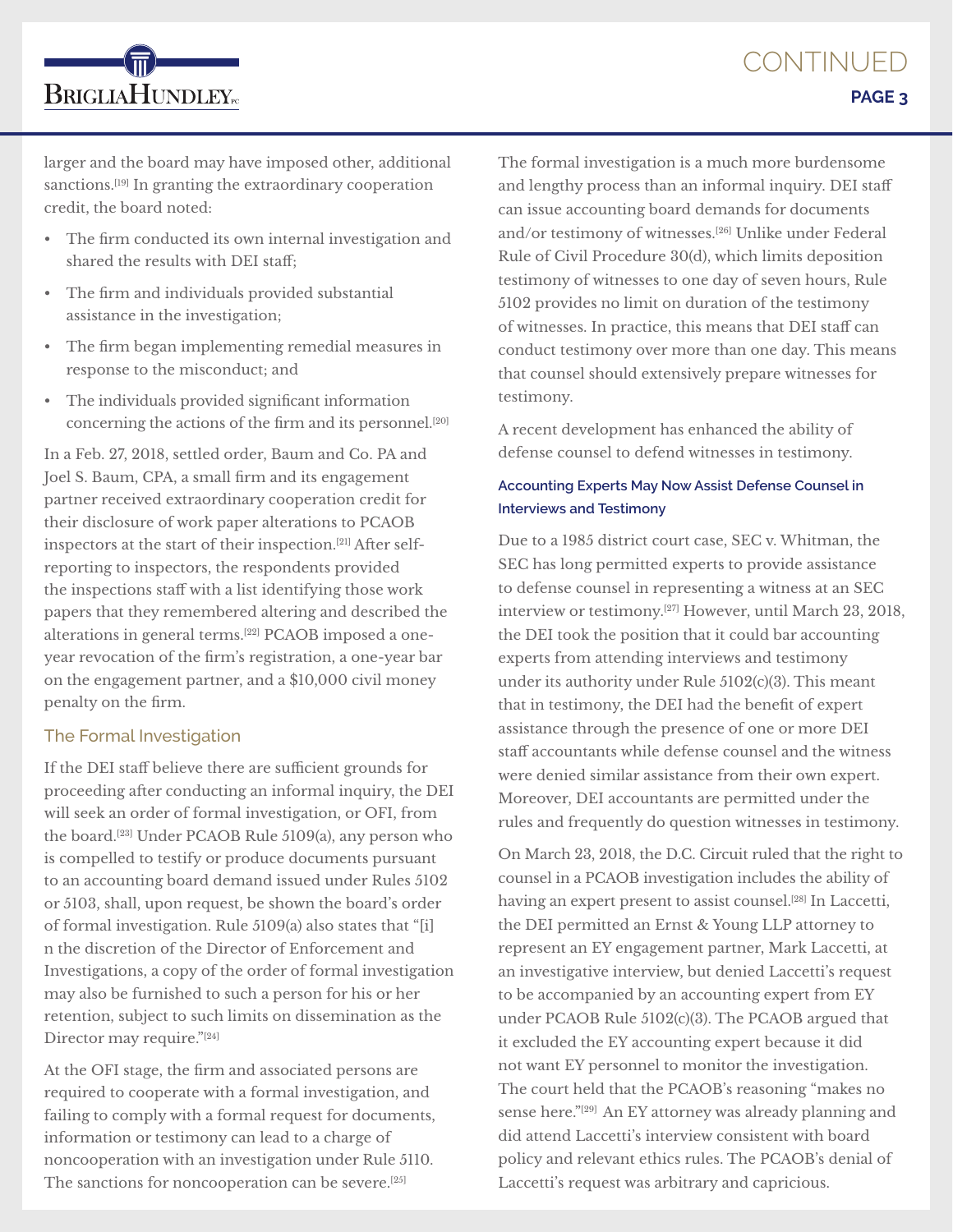larger and the board may have imposed other, additional sanctions.[19] In granting the extraordinary cooperation credit, the board noted:

- The firm conducted its own internal investigation and shared the results with DEI staff;
- The firm and individuals provided substantial assistance in the investigation;
- The firm began implementing remedial measures in response to the misconduct; and
- The individuals provided significant information concerning the actions of the firm and its personnel.[20]

In a Feb. 27, 2018, settled order, Baum and Co. PA and Joel S. Baum, CPA, a small firm and its engagement partner received extraordinary cooperation credit for their disclosure of work paper alterations to PCAOB inspectors at the start of their inspection.[21] After self-reporting to inspectors, the respondents provided the inspections staff with a list identifying those work papers that they remembered altering and described the alterations in general terms.[22] PCAOB imposed a one-year revocation of the firm's registration, a one-year bar on the engagement partner, and a $10,000 civil money penalty on the firm.

## The Formal Investigation

If the DEI staff believe there are sufficient grounds for proceeding after conducting an informal inquiry, the DEI will seek an order of formal investigation, or OFI, from the board.[23] Under PCAOB Rule 5109(a), any person who is compelled to testify or produce documents pursuant to an accounting board demand issued under Rules 5102 or 5103, shall, upon request, be shown the board's order of formal investigation. Rule 5109(a) also states that "[i]n the discretion of the Director of Enforcement and Investigations, a copy of the order of formal investigation may also be furnished to such a person for his or her retention, subject to such limits on dissemination as the Director may require."[24]

At the OFI stage, the firm and associated persons are required to cooperate with a formal investigation, and failing to comply with a formal request for documents, information or testimony can lead to a charge of noncooperation with an investigation under Rule 5110. The sanctions for noncooperation can be severe.[25]

The formal investigation is a much more burdensome and lengthy process than an informal inquiry. DEI staff can issue accounting board demands for documents and/or testimony of witnesses.[26] Unlike under Federal Rule of Civil Procedure 30(d), which limits deposition testimony of witnesses to one day of seven hours, Rule 5102 provides no limit on duration of the testimony of witnesses. In practice, this means that DEI staff can conduct testimony over more than one day. This means that counsel should extensively prepare witnesses for testimony.

A recent development has enhanced the ability of defense counsel to defend witnesses in testimony.

### Accounting Experts May Now Assist Defense Counsel in Interviews and Testimony

Due to a 1985 district court case, SEC v. Whitman, the SEC has long permitted experts to provide assistance to defense counsel in representing a witness at an SEC interview or testimony.[27] However, until March 23, 2018, the DEI took the position that it could bar accounting experts from attending interviews and testimony under its authority under Rule 5102(c)(3). This meant that in testimony, the DEI had the benefit of expert assistance through the presence of one or more DEI staff accountants while defense counsel and the witness were denied similar assistance from their own expert. Moreover, DEI accountants are permitted under the rules and frequently do question witnesses in testimony.

On March 23, 2018, the D.C. Circuit ruled that the right to counsel in a PCAOB investigation includes the ability of having an expert present to assist counsel.[28] In Laccetti, the DEI permitted an Ernst & Young LLP attorney to represent an EY engagement partner, Mark Laccetti, at an investigative interview, but denied Laccetti's request to be accompanied by an accounting expert from EY under PCAOB Rule 5102(c)(3). The PCAOB argued that it excluded the EY accounting expert because it did not want EY personnel to monitor the investigation. The court held that the PCAOB's reasoning "makes no sense here."[29] An EY attorney was already planning and did attend Laccetti's interview consistent with board policy and relevant ethics rules. The PCAOB's denial of Laccetti's request was arbitrary and capricious.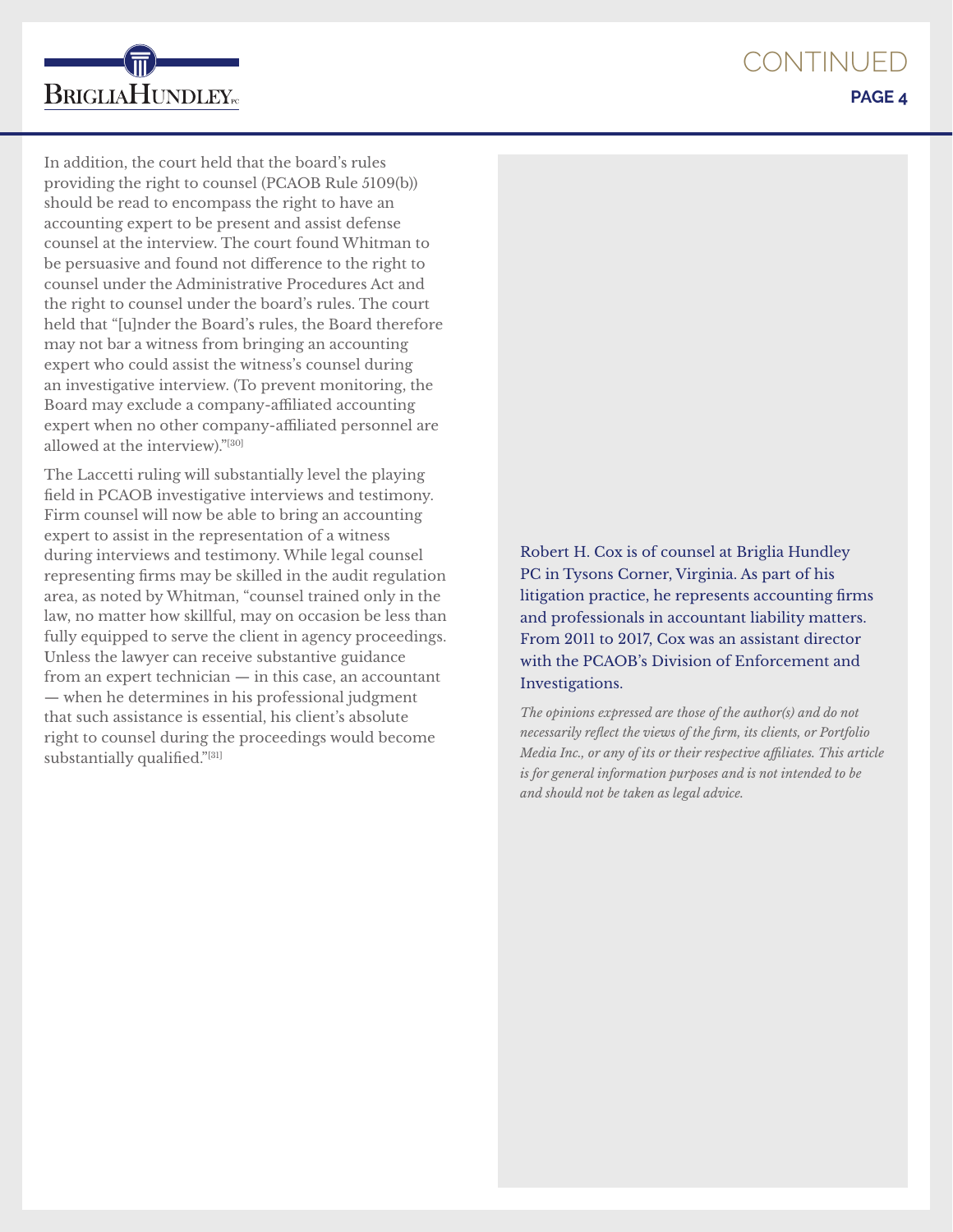In addition, the court held that the board's rules providing the right to counsel (PCAOB Rule 5109(b)) should be read to encompass the right to have an accounting expert to be present and assist defense counsel at the interview. The court found Whitman to be persuasive and found not difference to the right to counsel under the Administrative Procedures Act and the right to counsel under the board's rules. The court held that "[u]nder the Board's rules, the Board therefore may not bar a witness from bringing an accounting expert who could assist the witness's counsel during an investigative interview. (To prevent monitoring, the Board may exclude a company-affiliated accounting expert when no other company-affiliated personnel are allowed at the interview)."[30]

The Laccetti ruling will substantially level the playing field in PCAOB investigative interviews and testimony. Firm counsel will now be able to bring an accounting expert to assist in the representation of a witness during interviews and testimony. While legal counsel representing firms may be skilled in the audit regulation area, as noted by Whitman, "counsel trained only in the law, no matter how skillful, may on occasion be less than fully equipped to serve the client in agency proceedings. Unless the lawyer can receive substantive guidance from an expert technician — in this case, an accountant — when he determines in his professional judgment that such assistance is essential, his client's absolute right to counsel during the proceedings would become substantially qualified."[31]

Robert H. Cox is of counsel at Briglia Hundley PC in Tysons Corner, Virginia. As part of his litigation practice, he represents accounting firms and professionals in accountant liability matters. From 2011 to 2017, Cox was an assistant director with the PCAOB's Division of Enforcement and Investigations.

*The opinions expressed are those of the author(s) and do not necessarily reflect the views of the firm, its clients, or Portfolio Media Inc., or any of its or their respective affiliates. This article is for general information purposes and is not intended to be and should not be taken as legal advice.*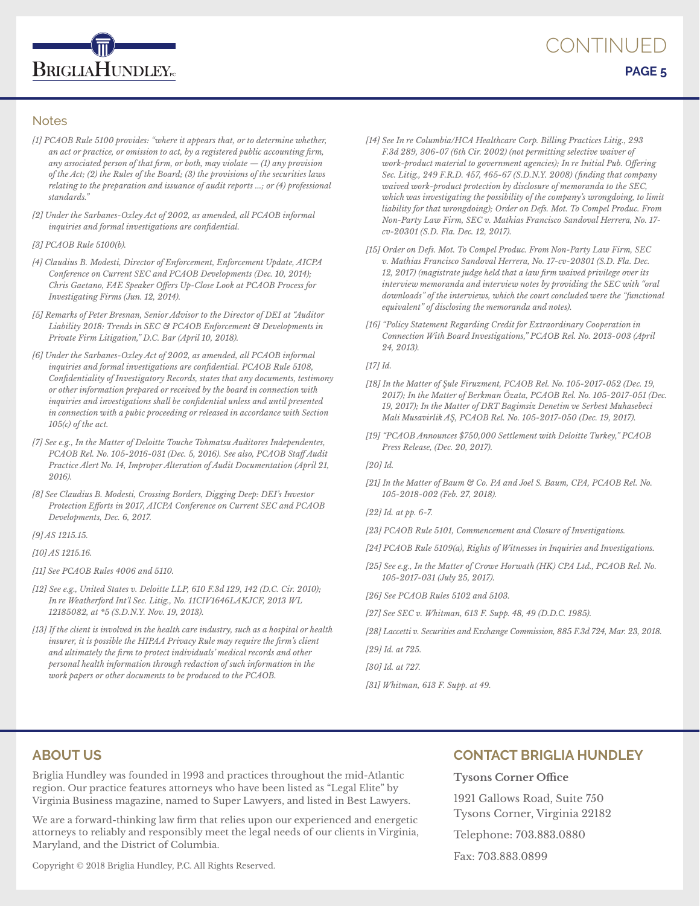## Notes

[1] *PCAOB Rule 5100 provides: "where it appears that, or to determine whether, an act or practice, or omission to act, by a registered public accounting firm, any associated person of that firm, or both, may violate — (1) any provision of the Act; (2) the Rules of the Board; (3) the provisions of the securities laws relating to the preparation and issuance of audit reports …; or (4) professional standards."*

[2] *Under the Sarbanes-Oxley Act of 2002, as amended, all PCAOB informal inquiries and formal investigations are confidential.*

[3] *PCAOB Rule 5100(b).*

[4] *Claudius B. Modesti, Director of Enforcement, Enforcement Update, AICPA Conference on Current SEC and PCAOB Developments (Dec. 10, 2014); Chris Gaetano, FAE Speaker Offers Up-Close Look at PCAOB Process for Investigating Firms (Jun. 12, 2014).*

[5] *Remarks of Peter Bresnan, Senior Advisor to the Director of DEI at "Auditor Liability 2018: Trends in SEC & PCAOB Enforcement & Developments in Private Firm Litigation," D.C. Bar (April 10, 2018).*

[6] *Under the Sarbanes-Oxley Act of 2002, as amended, all PCAOB informal inquiries and formal investigations are confidential. PCAOB Rule 5108, Confidentiality of Investigatory Records, states that any documents, testimony or other information prepared or received by the board in connection with inquiries and investigations shall be confidential unless and until presented in connection with a pubic proceeding or released in accordance with Section 105(c) of the act.*

[7] *See e.g., In the Matter of Deloitte Touche Tohmatsu Auditores Independentes, PCAOB Rel. No. 105-2016-031 (Dec. 5, 2016). See also, PCAOB Staff Audit Practice Alert No. 14, Improper Alteration of Audit Documentation (April 21, 2016).*

[8] *See Claudius B. Modesti, Crossing Borders, Digging Deep: DEI's Investor Protection Efforts in 2017, AICPA Conference on Current SEC and PCAOB Developments, Dec. 6, 2017.*

[9] *AS 1215.15.*

[10] *AS 1215.16.*

[11] *See PCAOB Rules 4006 and 5110.*

[12] *See e.g., United States v. Deloitte LLP, 610 F.3d 129, 142 (D.C. Cir. 2010); In re Weatherford Int'l Sec. Litig., No. 11CIV1646LAKJCF, 2013 WL 12185082, at \*5 (S.D.N.Y. Nov. 19, 2013).*

[13] *If the client is involved in the health care industry, such as a hospital or health insurer, it is possible the HIPAA Privacy Rule may require the firm's client and ultimately the firm to protect individuals' medical records and other personal health information through redaction of such information in the work papers or other documents to be produced to the PCAOB.*

[14] *See In re Columbia/HCA Healthcare Corp. Billing Practices Litig., 293 F.3d 289, 306-07 (6th Cir. 2002) (not permitting selective waiver of work-product material to government agencies); In re Initial Pub. Offering Sec. Litig., 249 F.R.D. 457, 465-67 (S.D.N.Y. 2008) (finding that company waived work-product protection by disclosure of memoranda to the SEC, which was investigating the possibility of the company's wrongdoing, to limit liability for that wrongdoing); Order on Defs. Mot. To Compel Produc. From Non-Party Law Firm, SEC v. Mathias Francisco Sandoval Herrera, No. 17-cv-20301 (S.D. Fla. Dec. 12, 2017).*

[15] *Order on Defs. Mot. To Compel Produc. From Non-Party Law Firm, SEC v. Mathias Francisco Sandoval Herrera, No. 17-cv-20301 (S.D. Fla. Dec. 12, 2017) (magistrate judge held that a law firm waived privilege over its interview memoranda and interview notes by providing the SEC with "oral downloads" of the interviews, which the court concluded were the "functional equivalent" of disclosing the memoranda and notes).*

[16] *"Policy Statement Regarding Credit for Extraordinary Cooperation in Connection With Board Investigations," PCAOB Rel. No. 2013-003 (April 24, 2013).*

[17] *Id.*

[18] *In the Matter of Şule Firuzment, PCAOB Rel. No. 105-2017-052 (Dec. 19, 2017); In the Matter of Berkman Özata, PCAOB Rel. No. 105-2017-051 (Dec. 19, 2017); In the Matter of DRT Bagimsiz Denetim ve Serbest Muhasebeci Mali Musavirlik AŞ, PCAOB Rel. No. 105-2017-050 (Dec. 19, 2017).*

[19] *"PCAOB Announces $750,000 Settlement with Deloitte Turkey," PCAOB Press Release, (Dec. 20, 2017).*

[20] *Id.*

[21] *In the Matter of Baum & Co. PA and Joel S. Baum, CPA, PCAOB Rel. No. 105-2018-002 (Feb. 27, 2018).*

[22] *Id. at pp. 6-7.*

[23] *PCAOB Rule 5101, Commencement and Closure of Investigations.*

[24] *PCAOB Rule 5109(a), Rights of Witnesses in Inquiries and Investigations.*

[25] *See e.g., In the Matter of Crowe Horwath (HK) CPA Ltd., PCAOB Rel. No. 105-2017-031 (July 25, 2017).*

[26] *See PCAOB Rules 5102 and 5103.*

[27] *See SEC v. Whitman, 613 F. Supp. 48, 49 (D.D.C. 1985).*

[28] *Laccetti v. Securities and Exchange Commission, 885 F.3d 724, Mar. 23, 2018.*

[29] *Id. at 725.*

[30] *Id. at 727.*

[31] *Whitman, 613 F. Supp. at 49.*

## ABOUT US

Briglia Hundley was founded in 1993 and practices throughout the mid-Atlantic region. Our practice features attorneys who have been listed as "Legal Elite" by Virginia Business magazine, named to Super Lawyers, and listed in Best Lawyers.

We are a forward-thinking law firm that relies upon our experienced and energetic attorneys to reliably and responsibly meet the legal needs of our clients in Virginia, Maryland, and the District of Columbia.

Copyright © 2018 Briglia Hundley, P.C. All Rights Reserved.

## CONTACT BRIGLIA HUNDLEY

**Tysons Corner Office**

1921 Gallows Road, Suite 750
Tysons Corner, Virginia 22182

Telephone: 703.883.0880

Fax: 703.883.0899